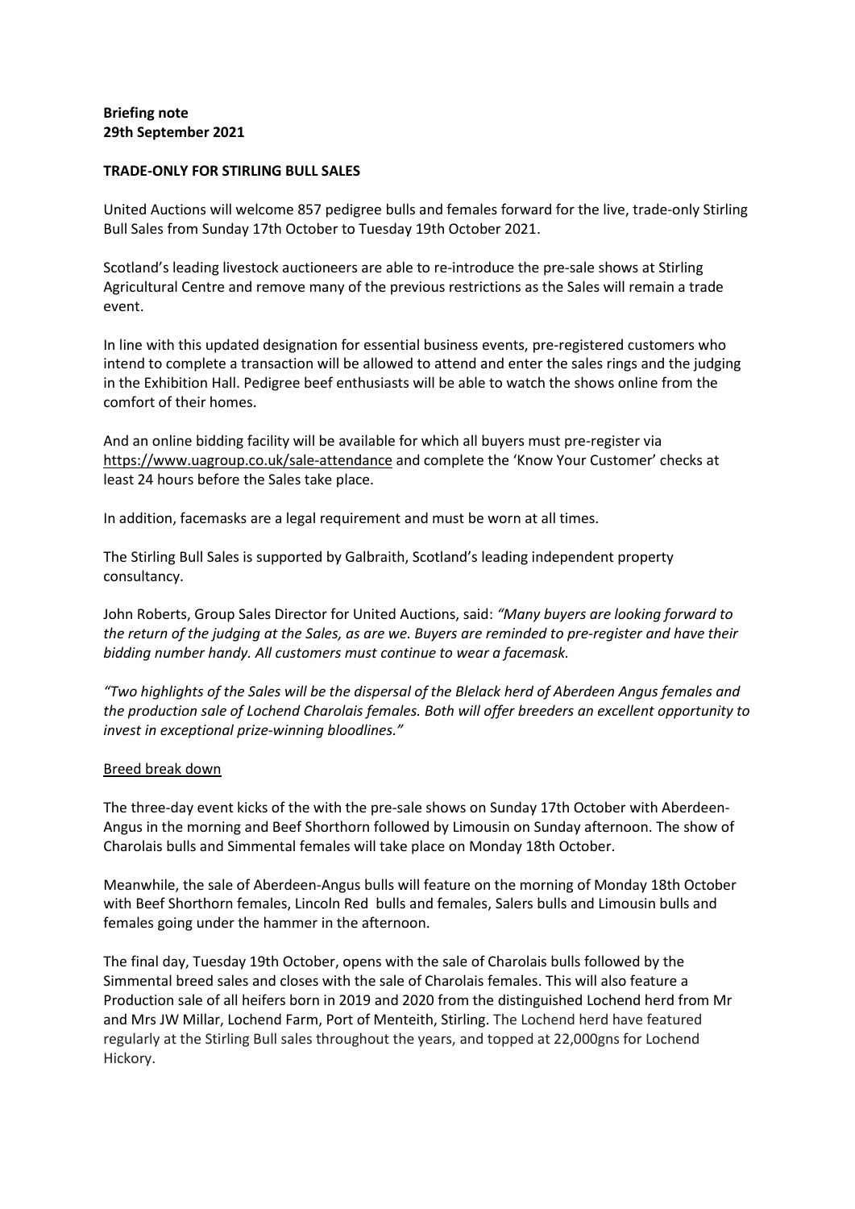**Briefing note**
**29th September 2021**

**TRADE-ONLY FOR STIRLING BULL SALES**

United Auctions will welcome 857 pedigree bulls and females forward for the live, trade-only Stirling Bull Sales from Sunday 17th October to Tuesday 19th October 2021.

Scotland's leading livestock auctioneers are able to re-introduce the pre-sale shows at Stirling Agricultural Centre and remove many of the previous restrictions as the Sales will remain a trade event.

In line with this updated designation for essential business events, pre-registered customers who intend to complete a transaction will be allowed to attend and enter the sales rings and the judging in the Exhibition Hall. Pedigree beef enthusiasts will be able to watch the shows online from the comfort of their homes.

And an online bidding facility will be available for which all buyers must pre-register via https://www.uagroup.co.uk/sale-attendance and complete the 'Know Your Customer' checks at least 24 hours before the Sales take place.

In addition, facemasks are a legal requirement and must be worn at all times.

The Stirling Bull Sales is supported by Galbraith, Scotland's leading independent property consultancy.

John Roberts, Group Sales Director for United Auctions, said: *"Many buyers are looking forward to the return of the judging at the Sales, as are we. Buyers are reminded to pre-register and have their bidding number handy. All customers must continue to wear a facemask.*

*"Two highlights of the Sales will be the dispersal of the Blelack herd of Aberdeen Angus females and the production sale of Lochend Charolais females. Both will offer breeders an excellent opportunity to invest in exceptional prize-winning bloodlines."*

Breed break down

The three-day event kicks of the with the pre-sale shows on Sunday 17th October with Aberdeen-Angus in the morning and Beef Shorthorn followed by Limousin on Sunday afternoon. The show of Charolais bulls and Simmental females will take place on Monday 18th October.

Meanwhile, the sale of Aberdeen-Angus bulls will feature on the morning of Monday 18th October with Beef Shorthorn females, Lincoln Red bulls and females, Salers bulls and Limousin bulls and females going under the hammer in the afternoon.

The final day, Tuesday 19th October, opens with the sale of Charolais bulls followed by the Simmental breed sales and closes with the sale of Charolais females. This will also feature a Production sale of all heifers born in 2019 and 2020 from the distinguished Lochend herd from Mr and Mrs JW Millar, Lochend Farm, Port of Menteith, Stirling. The Lochend herd have featured regularly at the Stirling Bull sales throughout the years, and topped at 22,000gns for Lochend Hickory.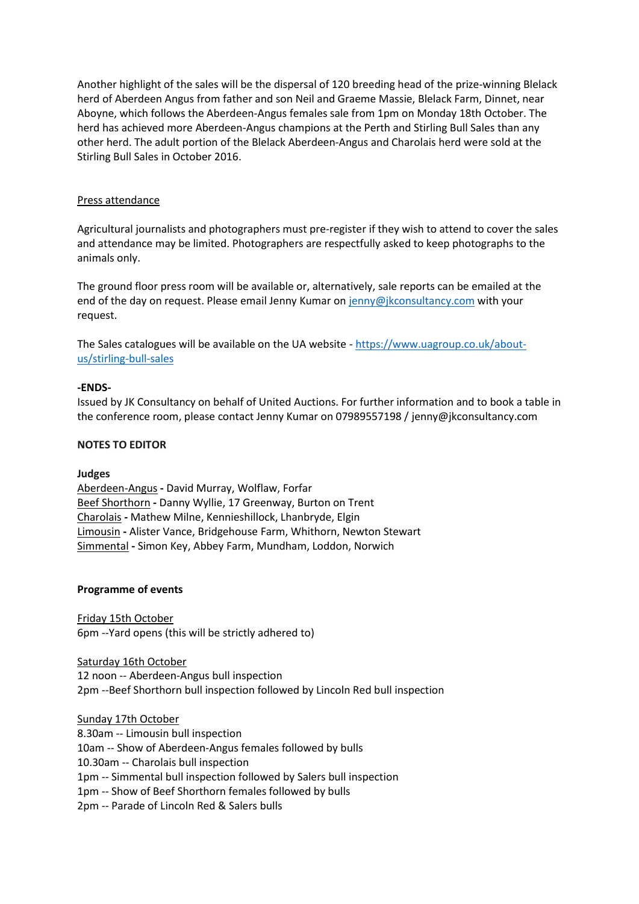Another highlight of the sales will be the dispersal of 120 breeding head of the prize-winning Blelack herd of Aberdeen Angus from father and son Neil and Graeme Massie, Blelack Farm, Dinnet, near Aboyne, which follows the Aberdeen-Angus females sale from 1pm on Monday 18th October. The herd has achieved more Aberdeen-Angus champions at the Perth and Stirling Bull Sales than any other herd. The adult portion of the Blelack Aberdeen-Angus and Charolais herd were sold at the Stirling Bull Sales in October 2016.

Press attendance

Agricultural journalists and photographers must pre-register if they wish to attend to cover the sales and attendance may be limited. Photographers are respectfully asked to keep photographs to the animals only.

The ground floor press room will be available or, alternatively, sale reports can be emailed at the end of the day on request. Please email Jenny Kumar on jenny@jkconsultancy.com with your request.

The Sales catalogues will be available on the UA website - https://www.uagroup.co.uk/about-us/stirling-bull-sales

**-ENDS-**

Issued by JK Consultancy on behalf of United Auctions. For further information and to book a table in the conference room, please contact Jenny Kumar on 07989557198 / jenny@jkconsultancy.com

**NOTES TO EDITOR**

**Judges**

Aberdeen-Angus **-** David Murray, Wolflaw, Forfar
Beef Shorthorn **-** Danny Wyllie, 17 Greenway, Burton on Trent
Charolais **-** Mathew Milne, Kennieshillock, Lhanbryde, Elgin
Limousin **-** Alister Vance, Bridgehouse Farm, Whithorn, Newton Stewart
Simmental **-** Simon Key, Abbey Farm, Mundham, Loddon, Norwich

**Programme of events**

Friday 15th October
6pm --Yard opens (this will be strictly adhered to)

Saturday 16th October
12 noon -- Aberdeen-Angus bull inspection
2pm --Beef Shorthorn bull inspection followed by Lincoln Red bull inspection

Sunday 17th October
8.30am -- Limousin bull inspection
10am -- Show of Aberdeen-Angus females followed by bulls
10.30am -- Charolais bull inspection
1pm -- Simmental bull inspection followed by Salers bull inspection
1pm -- Show of Beef Shorthorn females followed by bulls
2pm -- Parade of Lincoln Red & Salers bulls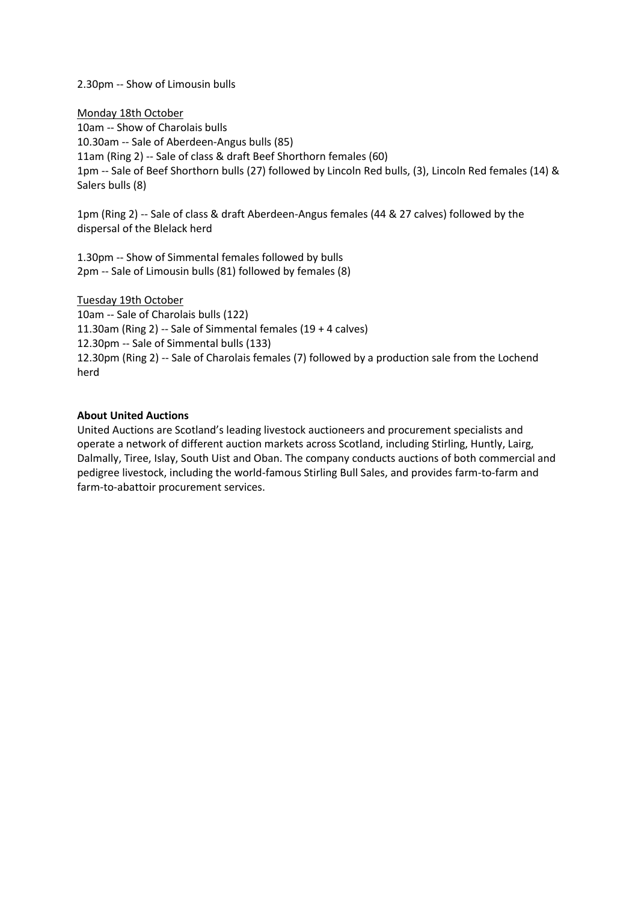2.30pm -- Show of Limousin bulls

Monday 18th October
10am -- Show of Charolais bulls
10.30am -- Sale of Aberdeen-Angus bulls (85)
11am (Ring 2) -- Sale of class & draft Beef Shorthorn females (60)
1pm -- Sale of Beef Shorthorn bulls (27) followed by Lincoln Red bulls, (3), Lincoln Red females (14) & Salers bulls (8)

1pm (Ring 2) -- Sale of class & draft Aberdeen-Angus females (44 & 27 calves) followed by the dispersal of the Blelack herd

1.30pm -- Show of Simmental females followed by bulls
2pm -- Sale of Limousin bulls (81) followed by females (8)

Tuesday 19th October
10am -- Sale of Charolais bulls (122)
11.30am (Ring 2) -- Sale of Simmental females (19 + 4 calves)
12.30pm -- Sale of Simmental bulls (133)
12.30pm (Ring 2) -- Sale of Charolais females (7) followed by a production sale from the Lochend herd

**About United Auctions**
United Auctions are Scotland's leading livestock auctioneers and procurement specialists and operate a network of different auction markets across Scotland, including Stirling, Huntly, Lairg, Dalmally, Tiree, Islay, South Uist and Oban. The company conducts auctions of both commercial and pedigree livestock, including the world-famous Stirling Bull Sales, and provides farm-to-farm and farm-to-abattoir procurement services.